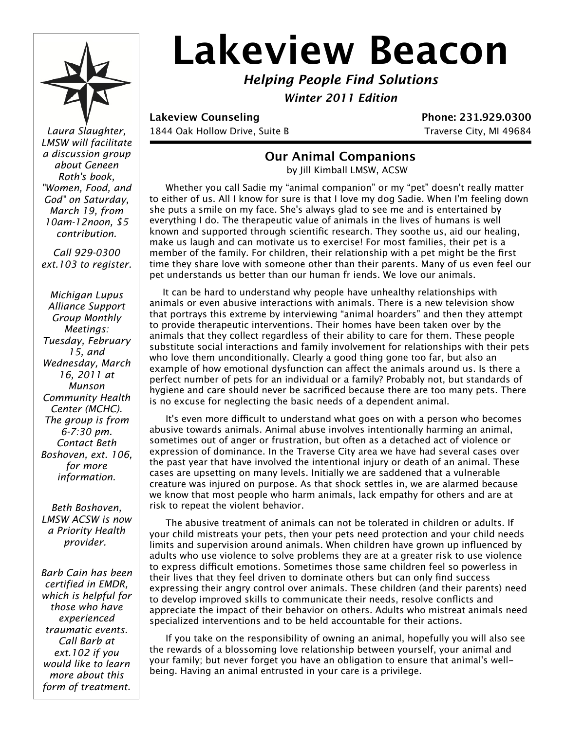# Lakeview Beacon

***Helping People Find Solutions***

***Winter 2011 Edition***

**Lakeview Counseling** | **Phone: 231.929.0300**
1844 Oak Hollow Drive, Suite B | Traverse City, MI 49684

## Our Animal Companions

by Jill Kimball LMSW, ACSW

Whether you call Sadie my "animal companion" or my "pet" doesn't really matter to either of us. All I know for sure is that I love my dog Sadie. When I'm feeling down she puts a smile on my face. She's always glad to see me and is entertained by everything I do. The therapeutic value of animals in the lives of humans is well known and supported through scientific research. They soothe us, aid our healing, make us laugh and can motivate us to exercise! For most families, their pet is a member of the family. For children, their relationship with a pet might be the first time they share love with someone other than their parents. Many of us even feel our pet understands us better than our human fr iends. We love our animals.

It can be hard to understand why people have unhealthy relationships with animals or even abusive interactions with animals. There is a new television show that portrays this extreme by interviewing "animal hoarders" and then they attempt to provide therapeutic interventions. Their homes have been taken over by the animals that they collect regardless of their ability to care for them. These people substitute social interactions and family involvement for relationships with their pets who love them unconditionally. Clearly a good thing gone too far, but also an example of how emotional dysfunction can affect the animals around us. Is there a perfect number of pets for an individual or a family? Probably not, but standards of hygiene and care should never be sacrificed because there are too many pets. There is no excuse for neglecting the basic needs of a dependent animal.

It's even more difficult to understand what goes on with a person who becomes abusive towards animals. Animal abuse involves intentionally harming an animal, sometimes out of anger or frustration, but often as a detached act of violence or expression of dominance. In the Traverse City area we have had several cases over the past year that have involved the intentional injury or death of an animal. These cases are upsetting on many levels. Initially we are saddened that a vulnerable creature was injured on purpose. As that shock settles in, we are alarmed because we know that most people who harm animals, lack empathy for others and are at risk to repeat the violent behavior.

The abusive treatment of animals can not be tolerated in children or adults. If your child mistreats your pets, then your pets need protection and your child needs limits and supervision around animals. When children have grown up influenced by adults who use violence to solve problems they are at a greater risk to use violence to express difficult emotions. Sometimes those same children feel so powerless in their lives that they feel driven to dominate others but can only find success expressing their angry control over animals. These children (and their parents) need to develop improved skills to communicate their needs, resolve conflicts and appreciate the impact of their behavior on others. Adults who mistreat animals need specialized interventions and to be held accountable for their actions.

If you take on the responsibility of owning an animal, hopefully you will also see the rewards of a blossoming love relationship between yourself, your animal and your family; but never forget you have an obligation to ensure that animal's well-being. Having an animal entrusted in your care is a privilege.

---

*Laura Slaughter, LMSW will facilitate a discussion group about Geneen Roth's book, "Women, Food, and God" on Saturday, March 19, from 10am-12noon, $5 contribution.*

*Call 929-0300 ext.103 to register.*

*Michigan Lupus Alliance Support Group Monthly Meetings: Tuesday, February 15, and Wednesday, March 16, 2011 at Munson Community Health Center (MCHC). The group is from 6-7:30 pm. Contact Beth Boshoven, ext. 106, for more information.*

*Beth Boshoven, LMSW ACSW is now a Priority Health provider.*

*Barb Cain has been certified in EMDR, which is helpful for those who have experienced traumatic events. Call Barb at ext.102 if you would like to learn more about this form of treatment.*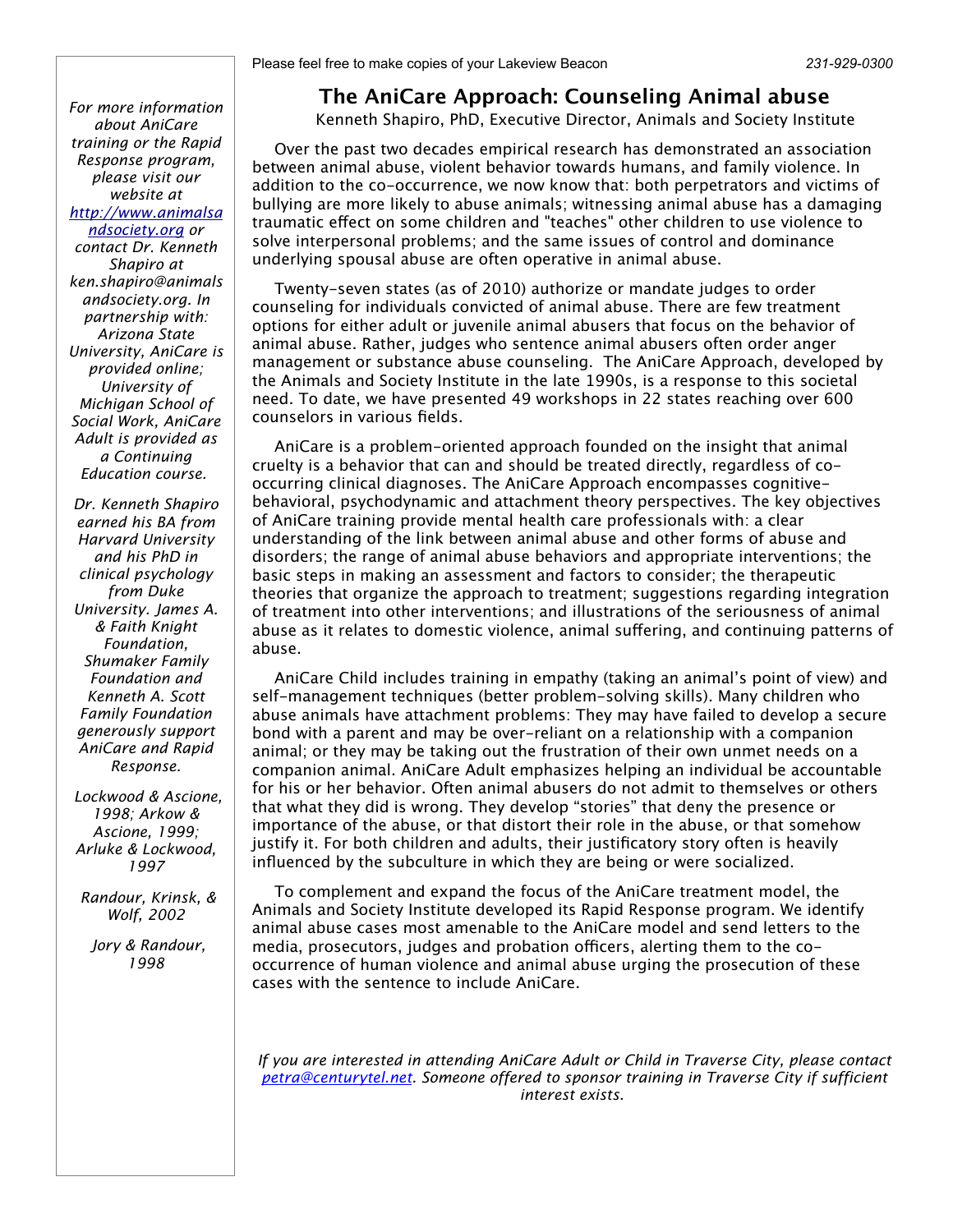# The AniCare Approach: Counseling Animal abuse

Kenneth Shapiro, PhD, Executive Director, Animals and Society Institute

Over the past two decades empirical research has demonstrated an association between animal abuse, violent behavior towards humans, and family violence. In addition to the co-occurrence, we now know that: both perpetrators and victims of bullying are more likely to abuse animals; witnessing animal abuse has a damaging traumatic effect on some children and "teaches" other children to use violence to solve interpersonal problems; and the same issues of control and dominance underlying spousal abuse are often operative in animal abuse.

Twenty-seven states (as of 2010) authorize or mandate judges to order counseling for individuals convicted of animal abuse. There are few treatment options for either adult or juvenile animal abusers that focus on the behavior of animal abuse. Rather, judges who sentence animal abusers often order anger management or substance abuse counseling. The AniCare Approach, developed by the Animals and Society Institute in the late 1990s, is a response to this societal need. To date, we have presented 49 workshops in 22 states reaching over 600 counselors in various fields.

AniCare is a problem-oriented approach founded on the insight that animal cruelty is a behavior that can and should be treated directly, regardless of co-occurring clinical diagnoses. The AniCare Approach encompasses cognitive-behavioral, psychodynamic and attachment theory perspectives. The key objectives of AniCare training provide mental health care professionals with: a clear understanding of the link between animal abuse and other forms of abuse and disorders; the range of animal abuse behaviors and appropriate interventions; the basic steps in making an assessment and factors to consider; the therapeutic theories that organize the approach to treatment; suggestions regarding integration of treatment into other interventions; and illustrations of the seriousness of animal abuse as it relates to domestic violence, animal suffering, and continuing patterns of abuse.

AniCare Child includes training in empathy (taking an animal's point of view) and self-management techniques (better problem-solving skills). Many children who abuse animals have attachment problems: They may have failed to develop a secure bond with a parent and may be over-reliant on a relationship with a companion animal; or they may be taking out the frustration of their own unmet needs on a companion animal. AniCare Adult emphasizes helping an individual be accountable for his or her behavior. Often animal abusers do not admit to themselves or others that what they did is wrong. They develop "stories" that deny the presence or importance of the abuse, or that distort their role in the abuse, or that somehow justify it. For both children and adults, their justificatory story often is heavily influenced by the subculture in which they are being or were socialized.

To complement and expand the focus of the AniCare treatment model, the Animals and Society Institute developed its Rapid Response program. We identify animal abuse cases most amenable to the AniCare model and send letters to the media, prosecutors, judges and probation officers, alerting them to the co-occurrence of human violence and animal abuse urging the prosecution of these cases with the sentence to include AniCare.

*If you are interested in attending AniCare Adult or Child in Traverse City, please contact petra@centurytel.net. Someone offered to sponsor training in Traverse City if sufficient interest exists.*

---

*For more information about AniCare training or the Rapid Response program, please visit our website at http://www.animalsandsociety.org or contact Dr. Kenneth Shapiro at ken.shapiro@animalsandsociety.org. In partnership with: Arizona State University, AniCare is provided online; University of Michigan School of Social Work, AniCare Adult is provided as a Continuing Education course.*

*Dr. Kenneth Shapiro earned his BA from Harvard University and his PhD in clinical psychology from Duke University. James A. & Faith Knight Foundation, Shumaker Family Foundation and Kenneth A. Scott Family Foundation generously support AniCare and Rapid Response.*

*Lockwood & Ascione, 1998; Arkow & Ascione, 1999; Arluke & Lockwood, 1997*

*Randour, Krinsk, & Wolf, 2002*

*Jory & Randour, 1998*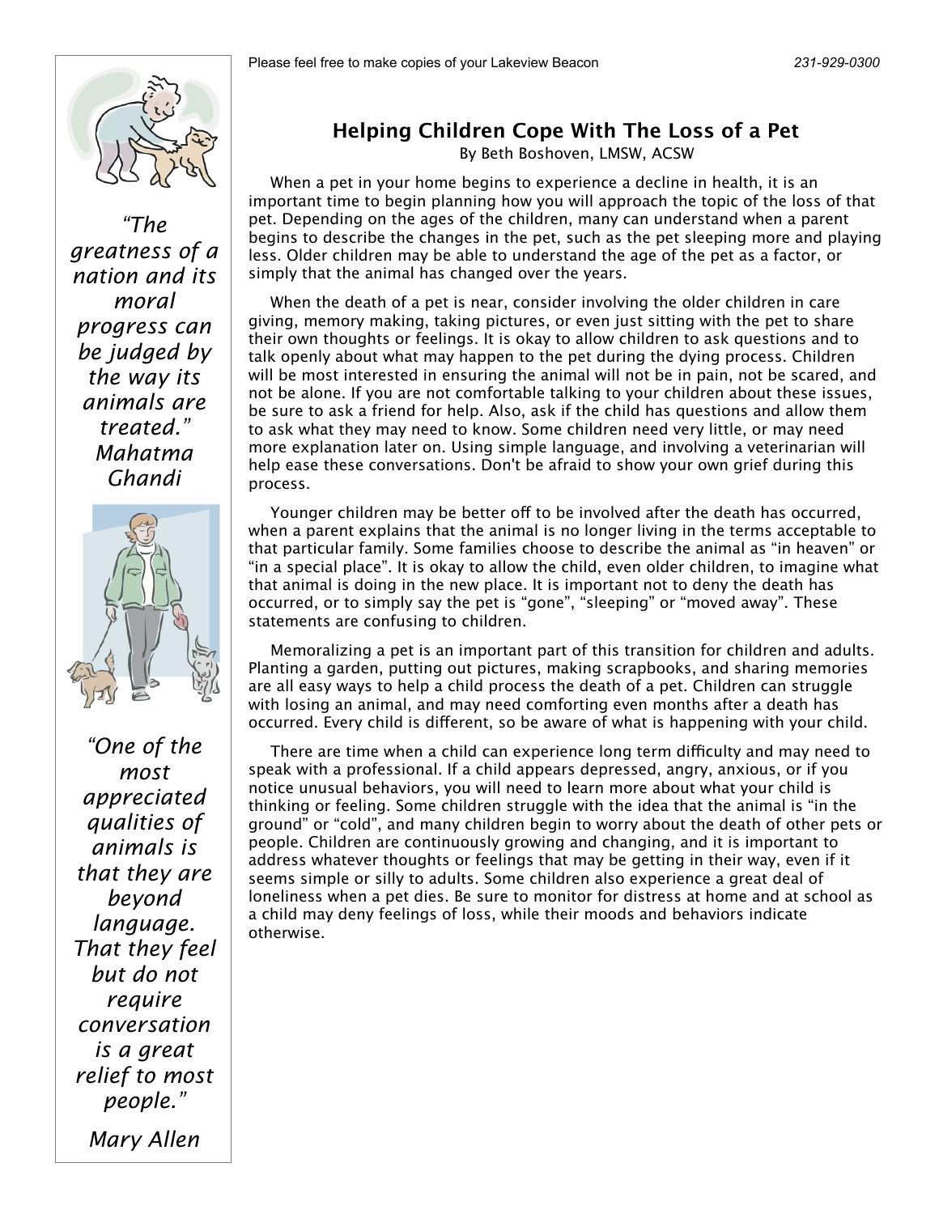# Helping Children Cope With The Loss of a Pet

By Beth Boshoven, LMSW, ACSW

When a pet in your home begins to experience a decline in health, it is an important time to begin planning how you will approach the topic of the loss of that pet. Depending on the ages of the children, many can understand when a parent begins to describe the changes in the pet, such as the pet sleeping more and playing less. Older children may be able to understand the age of the pet as a factor, or simply that the animal has changed over the years.

When the death of a pet is near, consider involving the older children in care giving, memory making, taking pictures, or even just sitting with the pet to share their own thoughts or feelings. It is okay to allow children to ask questions and to talk openly about what may happen to the pet during the dying process. Children will be most interested in ensuring the animal will not be in pain, not be scared, and not be alone. If you are not comfortable talking to your children about these issues, be sure to ask a friend for help. Also, ask if the child has questions and allow them to ask what they may need to know. Some children need very little, or may need more explanation later on. Using simple language, and involving a veterinarian will help ease these conversations. Don't be afraid to show your own grief during this process.

Younger children may be better off to be involved after the death has occurred, when a parent explains that the animal is no longer living in the terms acceptable to that particular family. Some families choose to describe the animal as “in heaven” or “in a special place”. It is okay to allow the child, even older children, to imagine what that animal is doing in the new place. It is important not to deny the death has occurred, or to simply say the pet is “gone”, “sleeping” or “moved away”. These statements are confusing to children.

Memoralizing a pet is an important part of this transition for children and adults. Planting a garden, putting out pictures, making scrapbooks, and sharing memories are all easy ways to help a child process the death of a pet. Children can struggle with losing an animal, and may need comforting even months after a death has occurred. Every child is different, so be aware of what is happening with your child.

There are time when a child can experience long term difficulty and may need to speak with a professional. If a child appears depressed, angry, anxious, or if you notice unusual behaviors, you will need to learn more about what your child is thinking or feeling. Some children struggle with the idea that the animal is “in the ground” or “cold”, and many children begin to worry about the death of other pets or people. Children are continuously growing and changing, and it is important to address whatever thoughts or feelings that may be getting in their way, even if it seems simple or silly to adults. Some children also experience a great deal of loneliness when a pet dies. Be sure to monitor for distress at home and at school as a child may deny feelings of loss, while their moods and behaviors indicate otherwise.

*“The greatness of a nation and its moral progress can be judged by the way its animals are treated.” Mahatma Ghandi*

*“One of the most appreciated qualities of animals is that they are beyond language. That they feel but do not require conversation is a great relief to most people.”*

*Mary Allen*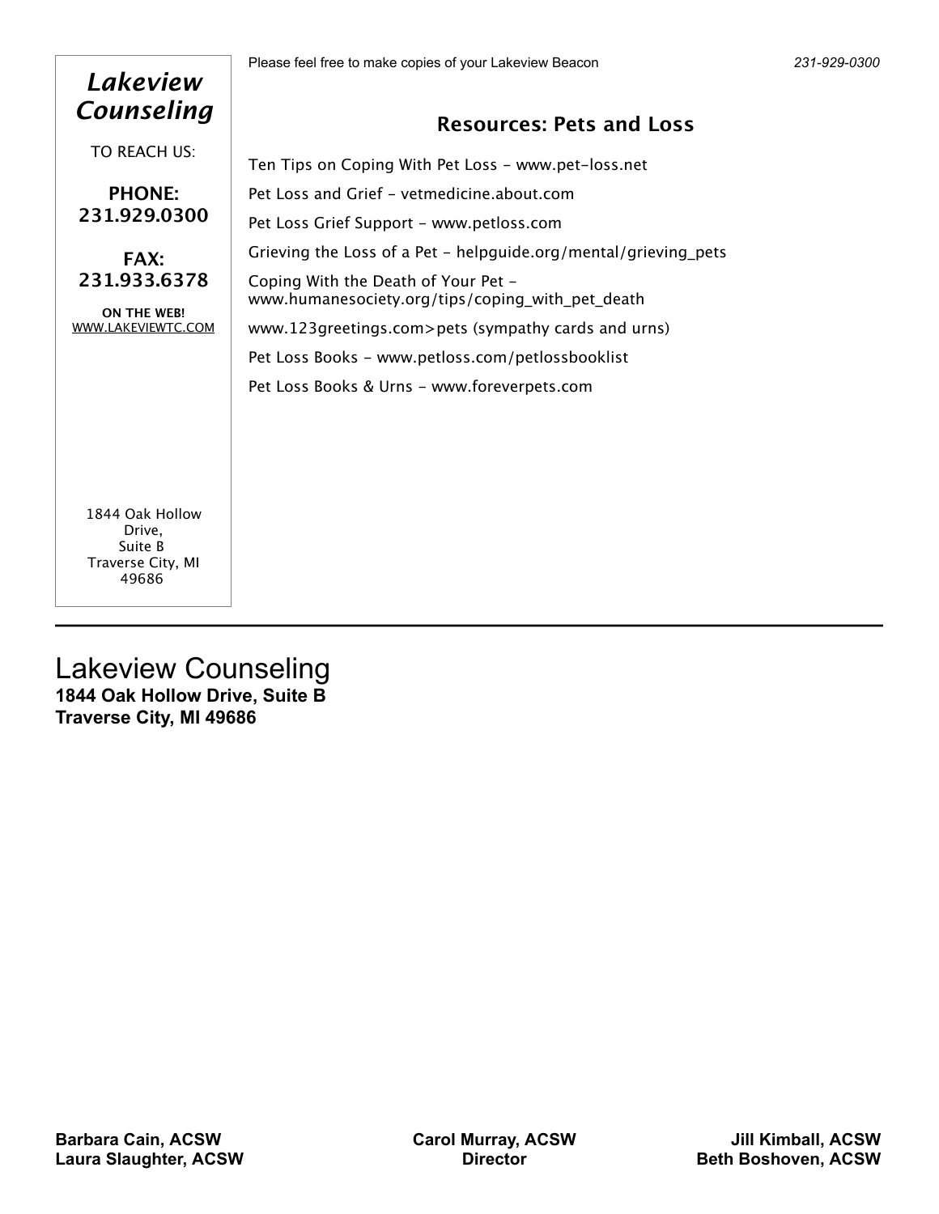Please feel free to make copies of your Lakeview Beacon

231-929-0300

## Lakeview Counseling

TO REACH US:

**PHONE:**
**231.929.0300**

**FAX:**
**231.933.6378**

**ON THE WEB!**
WWW.LAKEVIEWTC.COM

1844 Oak Hollow Drive,
Suite B
Traverse City, MI 49686

### Resources: Pets and Loss

Ten Tips on Coping With Pet Loss - www.pet-loss.net

Pet Loss and Grief - vetmedicine.about.com

Pet Loss Grief Support - www.petloss.com

Grieving the Loss of a Pet - helpguide.org/mental/grieving_pets

Coping With the Death of Your Pet - www.humanesociety.org/tips/coping_with_pet_death

www.123greetings.com>pets (sympathy cards and urns)

Pet Loss Books - www.petloss.com/petlossbooklist

Pet Loss Books & Urns - www.foreverpets.com

---

Lakeview Counseling
**1844 Oak Hollow Drive, Suite B**
**Traverse City, MI 49686**

**Barbara Cain, ACSW**
**Laura Slaughter, ACSW**

**Carol Murray, ACSW**
**Director**

**Jill Kimball, ACSW**
**Beth Boshoven, ACSW**